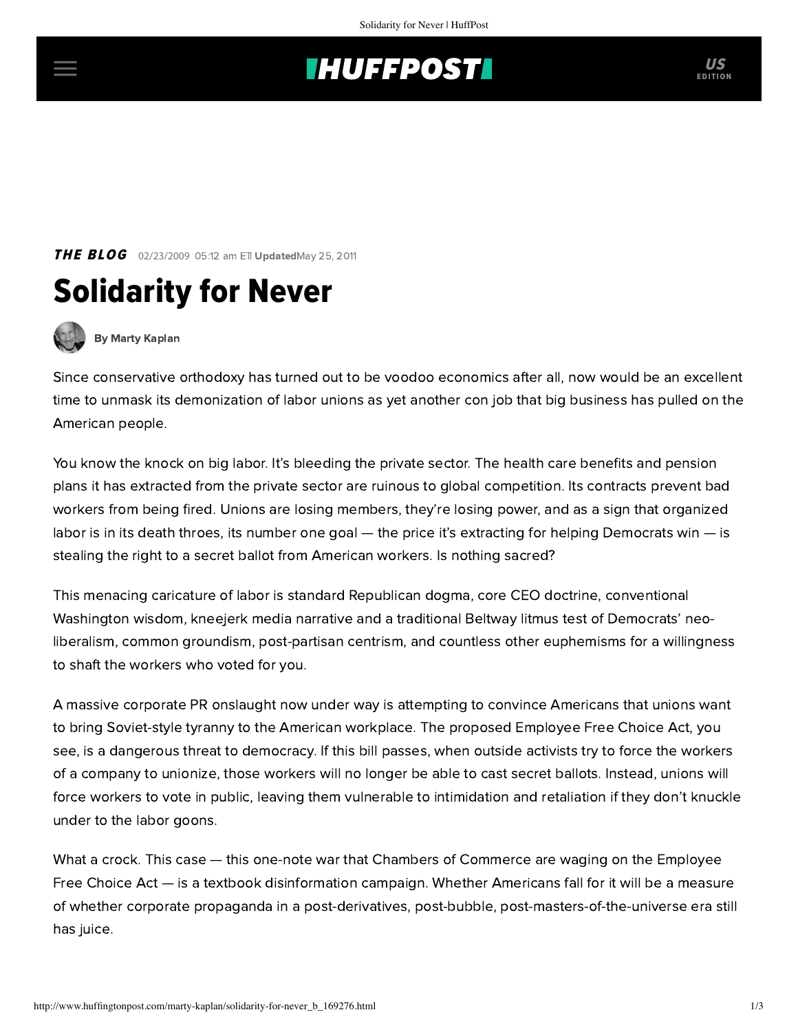THE BLOG 02/23/2009 05:12 am ET Updated May 25, 2011

# Solidarity for Never

By Marty Kaplan

Since conservative orthodoxy has turned out to be voodoo economics after all, now would be an excellent time to unmask its demonization of labor unions as yet another con job that big business has pulled on the American people.

You know the knock on big labor. It's bleeding the private sector. The health care benefits and pension plans it has extracted from the private sector are ruinous to global competition. Its contracts prevent bad workers from being fired. Unions are losing members, they're losing power, and as a sign that organized labor is in its death throes, its number one goal — the price it's extracting for helping Democrats win — is stealing the right to a secret ballot from American workers. Is nothing sacred?

This menacing caricature of labor is standard Republican dogma, core CEO doctrine, conventional Washington wisdom, kneejerk media narrative and a traditional Beltway litmus test of Democrats' neo-liberalism, common groundism, post-partisan centrism, and countless other euphemisms for a willingness to shaft the workers who voted for you.

A massive corporate PR onslaught now under way is attempting to convince Americans that unions want to bring Soviet-style tyranny to the American workplace. The proposed Employee Free Choice Act, you see, is a dangerous threat to democracy. If this bill passes, when outside activists try to force the workers of a company to unionize, those workers will no longer be able to cast secret ballots. Instead, unions will force workers to vote in public, leaving them vulnerable to intimidation and retaliation if they don't knuckle under to the labor goons.

What a crock. This case — this one-note war that Chambers of Commerce are waging on the Employee Free Choice Act — is a textbook disinformation campaign. Whether Americans fall for it will be a measure of whether corporate propaganda in a post-derivatives, post-bubble, post-masters-of-the-universe era still has juice.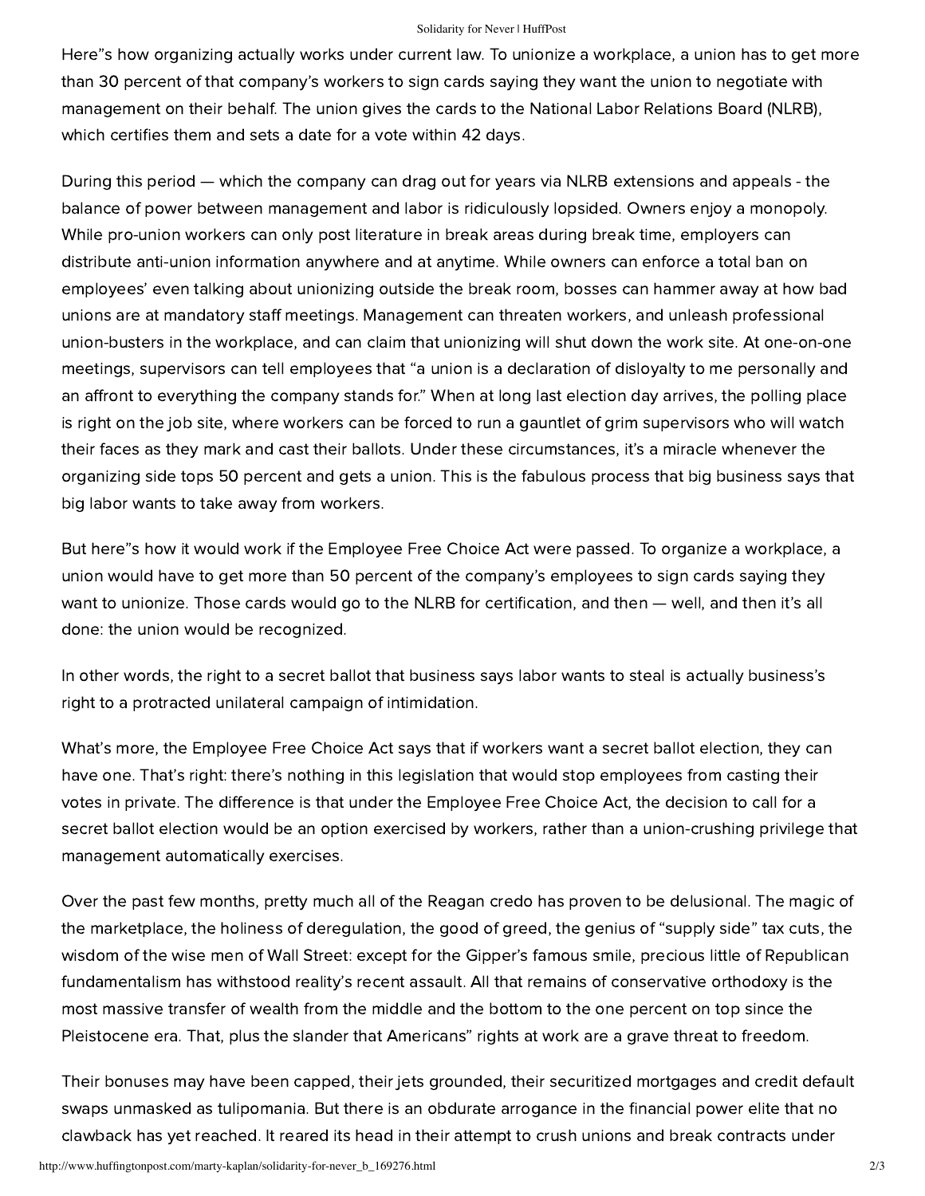Here"s how organizing actually works under current law. To unionize a workplace, a union has to get more than 30 percent of that company's workers to sign cards saying they want the union to negotiate with management on their behalf. The union gives the cards to the National Labor Relations Board (NLRB), which certifies them and sets a date for a vote within 42 days.

During this period — which the company can drag out for years via NLRB extensions and appeals - the balance of power between management and labor is ridiculously lopsided. Owners enjoy a monopoly. While pro-union workers can only post literature in break areas during break time, employers can distribute anti-union information anywhere and at anytime. While owners can enforce a total ban on employees' even talking about unionizing outside the break room, bosses can hammer away at how bad unions are at mandatory staff meetings. Management can threaten workers, and unleash professional union-busters in the workplace, and can claim that unionizing will shut down the work site. At one-on-one meetings, supervisors can tell employees that "a union is a declaration of disloyalty to me personally and an affront to everything the company stands for." When at long last election day arrives, the polling place is right on the job site, where workers can be forced to run a gauntlet of grim supervisors who will watch their faces as they mark and cast their ballots. Under these circumstances, it's a miracle whenever the organizing side tops 50 percent and gets a union. This is the fabulous process that big business says that big labor wants to take away from workers.

But here"s how it would work if the Employee Free Choice Act were passed. To organize a workplace, a union would have to get more than 50 percent of the company's employees to sign cards saying they want to unionize. Those cards would go to the NLRB for certification, and then — well, and then it's all done: the union would be recognized.

In other words, the right to a secret ballot that business says labor wants to steal is actually business's right to a protracted unilateral campaign of intimidation.

What's more, the Employee Free Choice Act says that if workers want a secret ballot election, they can have one. That's right: there's nothing in this legislation that would stop employees from casting their votes in private. The difference is that under the Employee Free Choice Act, the decision to call for a secret ballot election would be an option exercised by workers, rather than a union-crushing privilege that management automatically exercises.

Over the past few months, pretty much all of the Reagan credo has proven to be delusional. The magic of the marketplace, the holiness of deregulation, the good of greed, the genius of "supply side" tax cuts, the wisdom of the wise men of Wall Street: except for the Gipper's famous smile, precious little of Republican fundamentalism has withstood reality's recent assault. All that remains of conservative orthodoxy is the most massive transfer of wealth from the middle and the bottom to the one percent on top since the Pleistocene era. That, plus the slander that Americans" rights at work are a grave threat to freedom.

Their bonuses may have been capped, their jets grounded, their securitized mortgages and credit default swaps unmasked as tulipomania. But there is an obdurate arrogance in the financial power elite that no clawback has yet reached. It reared its head in their attempt to crush unions and break contracts under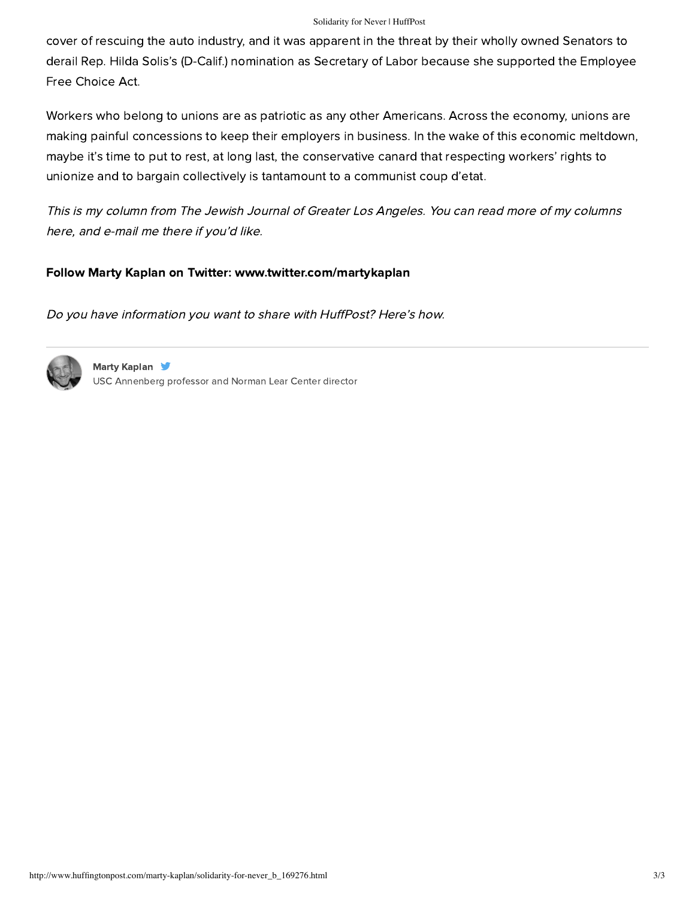cover of rescuing the auto industry, and it was apparent in the threat by their wholly owned Senators to derail Rep. Hilda Solis's (D-Calif.) nomination as Secretary of Labor because she supported the Employee Free Choice Act.

Workers who belong to unions are as patriotic as any other Americans. Across the economy, unions are making painful concessions to keep their employers in business. In the wake of this economic meltdown, maybe it's time to put to rest, at long last, the conservative canard that respecting workers' rights to unionize and to bargain collectively is tantamount to a communist coup d'etat.

*This is my column from The Jewish Journal of Greater Los Angeles. You can read more of my columns here, and e-mail me there if you'd like.*

**Follow Marty Kaplan on Twitter: www.twitter.com/martykaplan**

*Do you have information you want to share with HuffPost? Here's how.*

---

**Marty Kaplan**
USC Annenberg professor and Norman Lear Center director